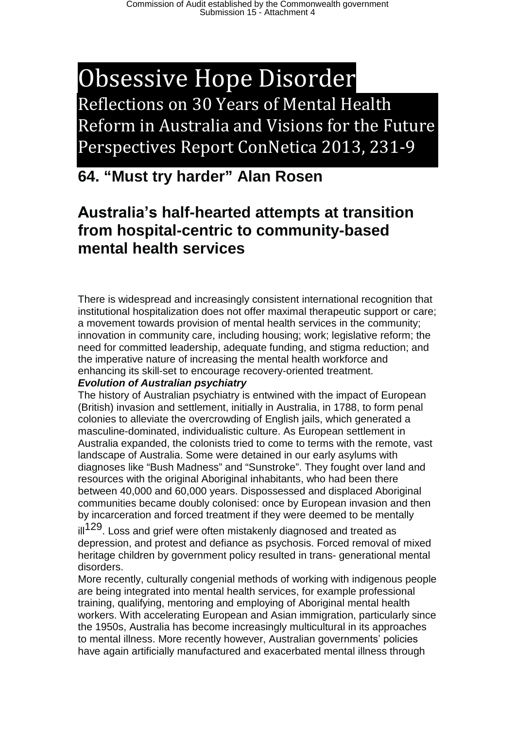# Obsessive Hope Disorder

Reflections on 30 Years of Mental Health Reform in Australia and Visions for the Future Perspectives Report ConNetica 2013, 231-9

## 64. "Must try harder" Alan Rosen

## Australia's half-hearted attempts at transition from hospital-centric to community-based mental health services

There is widespread and increasingly consistent international recognition that institutional hospitalization does not offer maximal therapeutic support or care; a movement towards provision of mental health services in the community; innovation in community care, including housing; work; legislative reform; the need for committed leadership, adequate funding, and stigma reduction; and the imperative nature of increasing the mental health workforce and enhancing its skill-set to encourage recovery-oriented treatment.

***Evolution of Australian psychiatry***

The history of Australian psychiatry is entwined with the impact of European (British) invasion and settlement, initially in Australia, in 1788, to form penal colonies to alleviate the overcrowding of English jails, which generated a masculine-dominated, individualistic culture. As European settlement in Australia expanded, the colonists tried to come to terms with the remote, vast landscape of Australia. Some were detained in our early asylums with diagnoses like "Bush Madness" and "Sunstroke". They fought over land and resources with the original Aboriginal inhabitants, who had been there between 40,000 and 60,000 years. Dispossessed and displaced Aboriginal communities became doubly colonised: once by European invasion and then by incarceration and forced treatment if they were deemed to be mentally ill[129]. Loss and grief were often mistakenly diagnosed and treated as depression, and protest and defiance as psychosis. Forced removal of mixed heritage children by government policy resulted in trans- generational mental disorders.

More recently, culturally congenial methods of working with indigenous people are being integrated into mental health services, for example professional training, qualifying, mentoring and employing of Aboriginal mental health workers. With accelerating European and Asian immigration, particularly since the 1950s, Australia has become increasingly multicultural in its approaches to mental illness. More recently however, Australian governments' policies have again artificially manufactured and exacerbated mental illness through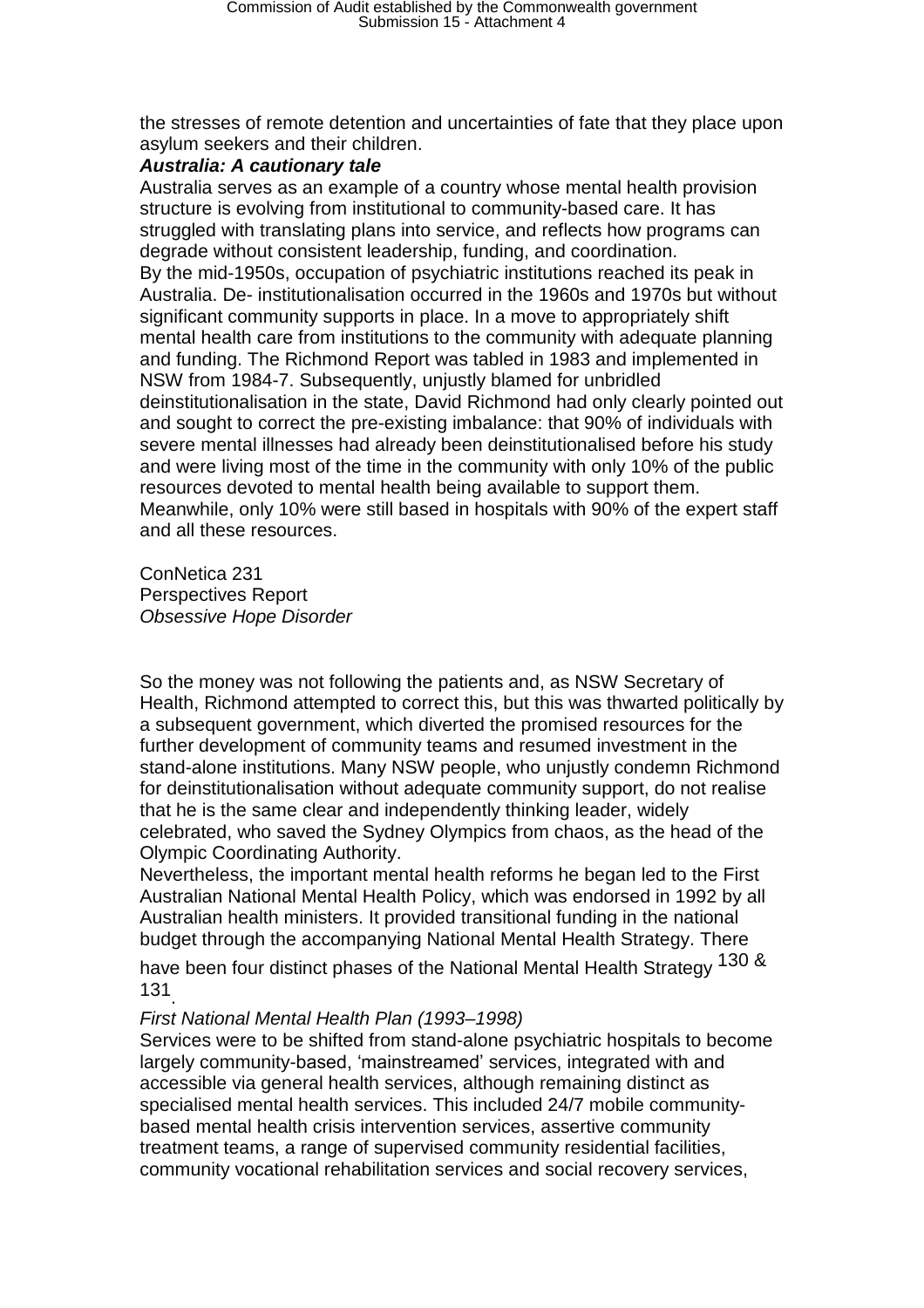the stresses of remote detention and uncertainties of fate that they place upon asylum seekers and their children.

***Australia: A cautionary tale***

Australia serves as an example of a country whose mental health provision structure is evolving from institutional to community-based care. It has struggled with translating plans into service, and reflects how programs can degrade without consistent leadership, funding, and coordination.

By the mid-1950s, occupation of psychiatric institutions reached its peak in Australia. De- institutionalisation occurred in the 1960s and 1970s but without significant community supports in place. In a move to appropriately shift mental health care from institutions to the community with adequate planning and funding. The Richmond Report was tabled in 1983 and implemented in NSW from 1984-7. Subsequently, unjustly blamed for unbridled deinstitutionalisation in the state, David Richmond had only clearly pointed out and sought to correct the pre-existing imbalance: that 90% of individuals with severe mental illnesses had already been deinstitutionalised before his study and were living most of the time in the community with only 10% of the public resources devoted to mental health being available to support them. Meanwhile, only 10% were still based in hospitals with 90% of the expert staff and all these resources.

ConNetica 231
Perspectives Report
*Obsessive Hope Disorder*

So the money was not following the patients and, as NSW Secretary of Health, Richmond attempted to correct this, but this was thwarted politically by a subsequent government, which diverted the promised resources for the further development of community teams and resumed investment in the stand-alone institutions. Many NSW people, who unjustly condemn Richmond for deinstitutionalisation without adequate community support, do not realise that he is the same clear and independently thinking leader, widely celebrated, who saved the Sydney Olympics from chaos, as the head of the Olympic Coordinating Authority.

Nevertheless, the important mental health reforms he began led to the First Australian National Mental Health Policy, which was endorsed in 1992 by all Australian health ministers. It provided transitional funding in the national budget through the accompanying National Mental Health Strategy. There have been four distinct phases of the National Mental Health Strategy [130 & 131].

*First National Mental Health Plan (1993–1998)*

Services were to be shifted from stand-alone psychiatric hospitals to become largely community-based, 'mainstreamed' services, integrated with and accessible via general health services, although remaining distinct as specialised mental health services. This included 24/7 mobile community-based mental health crisis intervention services, assertive community treatment teams, a range of supervised community residential facilities, community vocational rehabilitation services and social recovery services,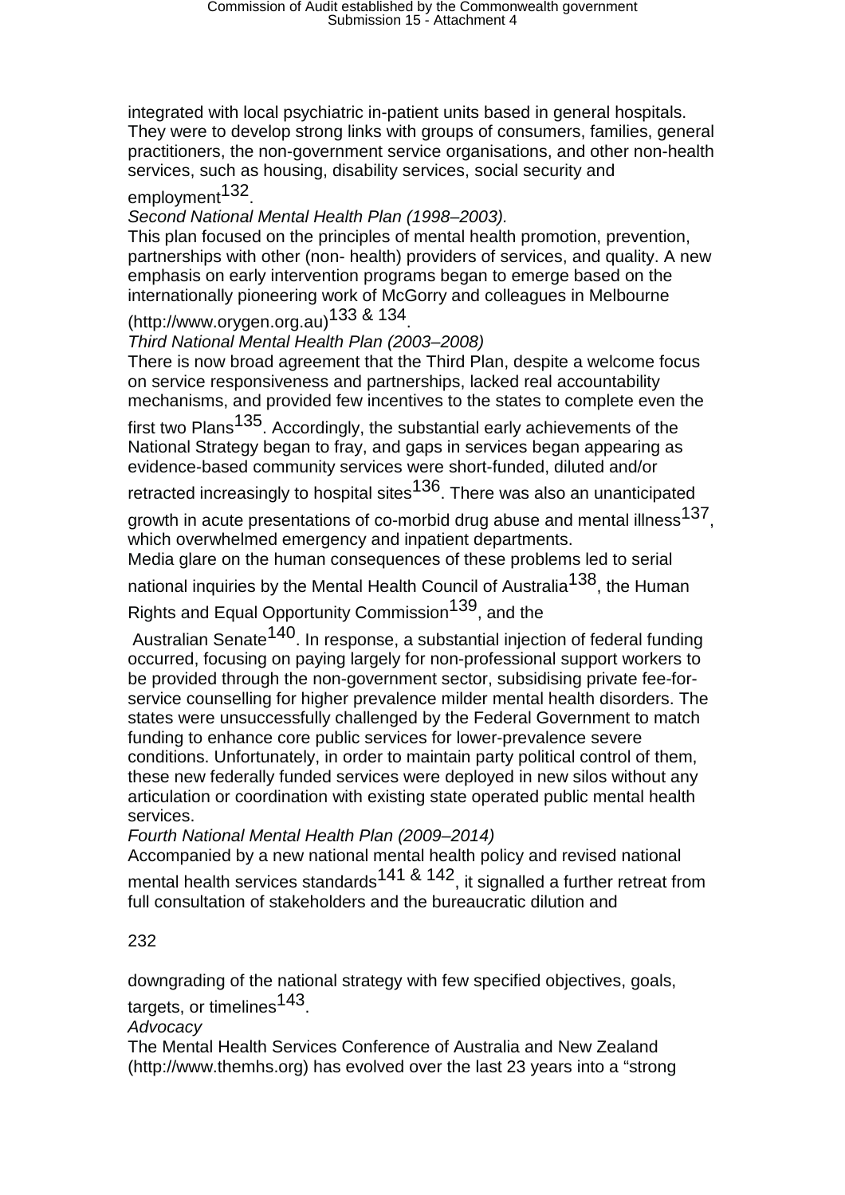integrated with local psychiatric in-patient units based in general hospitals. They were to develop strong links with groups of consumers, families, general practitioners, the non-government service organisations, and other non-health services, such as housing, disability services, social security and employment[132].

*Second National Mental Health Plan (1998–2003).*

This plan focused on the principles of mental health promotion, prevention, partnerships with other (non- health) providers of services, and quality. A new emphasis on early intervention programs began to emerge based on the internationally pioneering work of McGorry and colleagues in Melbourne (http://www.orygen.org.au)[133 & 134].

*Third National Mental Health Plan (2003–2008)*

There is now broad agreement that the Third Plan, despite a welcome focus on service responsiveness and partnerships, lacked real accountability mechanisms, and provided few incentives to the states to complete even the first two Plans[135]. Accordingly, the substantial early achievements of the National Strategy began to fray, and gaps in services began appearing as evidence-based community services were short-funded, diluted and/or retracted increasingly to hospital sites[136]. There was also an unanticipated growth in acute presentations of co-morbid drug abuse and mental illness[137], which overwhelmed emergency and inpatient departments.

Media glare on the human consequences of these problems led to serial national inquiries by the Mental Health Council of Australia[138], the Human Rights and Equal Opportunity Commission[139], and the Australian Senate[140]. In response, a substantial injection of federal funding occurred, focusing on paying largely for non-professional support workers to be provided through the non-government sector, subsidising private fee-for-service counselling for higher prevalence milder mental health disorders. The states were unsuccessfully challenged by the Federal Government to match funding to enhance core public services for lower-prevalence severe conditions. Unfortunately, in order to maintain party political control of them, these new federally funded services were deployed in new silos without any articulation or coordination with existing state operated public mental health services.

*Fourth National Mental Health Plan (2009–2014)*

Accompanied by a new national mental health policy and revised national mental health services standards[141 & 142], it signalled a further retreat from full consultation of stakeholders and the bureaucratic dilution and downgrading of the national strategy with few specified objectives, goals, targets, or timelines[143].

*Advocacy*

The Mental Health Services Conference of Australia and New Zealand (http://www.themhs.org) has evolved over the last 23 years into a "strong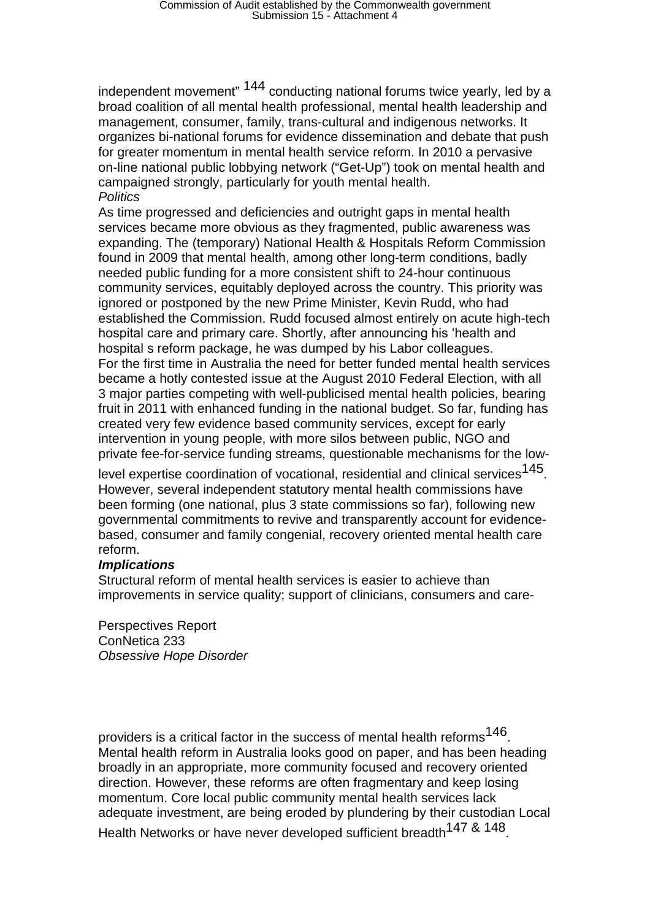independent movement"[144] conducting national forums twice yearly, led by a broad coalition of all mental health professional, mental health leadership and management, consumer, family, trans-cultural and indigenous networks. It organizes bi-national forums for evidence dissemination and debate that push for greater momentum in mental health service reform. In 2010 a pervasive on-line national public lobbying network ("Get-Up") took on mental health and campaigned strongly, particularly for youth mental health.

*Politics*

As time progressed and deficiencies and outright gaps in mental health services became more obvious as they fragmented, public awareness was expanding. The (temporary) National Health & Hospitals Reform Commission found in 2009 that mental health, among other long-term conditions, badly needed public funding for a more consistent shift to 24-hour continuous community services, equitably deployed across the country. This priority was ignored or postponed by the new Prime Minister, Kevin Rudd, who had established the Commission. Rudd focused almost entirely on acute high-tech hospital care and primary care. Shortly, after announcing his 'health and hospital s reform package, he was dumped by his Labor colleagues.

For the first time in Australia the need for better funded mental health services became a hotly contested issue at the August 2010 Federal Election, with all 3 major parties competing with well-publicised mental health policies, bearing fruit in 2011 with enhanced funding in the national budget. So far, funding has created very few evidence based community services, except for early intervention in young people, with more silos between public, NGO and private fee-for-service funding streams, questionable mechanisms for the low-level expertise coordination of vocational, residential and clinical services[145]. However, several independent statutory mental health commissions have been forming (one national, plus 3 state commissions so far), following new governmental commitments to revive and transparently account for evidence-based, consumer and family congenial, recovery oriented mental health care reform.

***Implications***

Structural reform of mental health services is easier to achieve than improvements in service quality; support of clinicians, consumers and care-providers is a critical factor in the success of mental health reforms[146]. Mental health reform in Australia looks good on paper, and has been heading broadly in an appropriate, more community focused and recovery oriented direction. However, these reforms are often fragmentary and keep losing momentum. Core local public community mental health services lack adequate investment, are being eroded by plundering by their custodian Local Health Networks or have never developed sufficient breadth[147 & 148].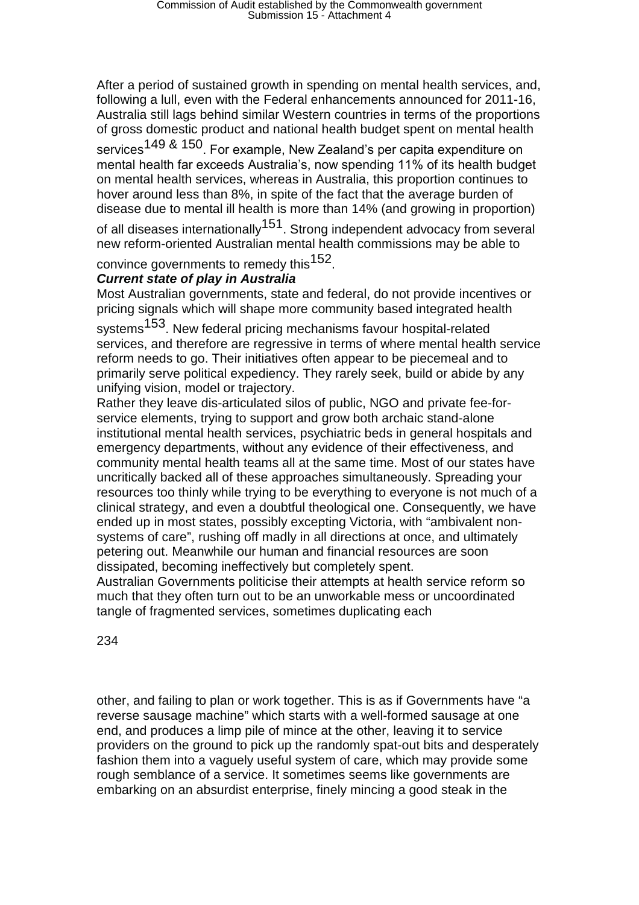After a period of sustained growth in spending on mental health services, and, following a lull, even with the Federal enhancements announced for 2011-16, Australia still lags behind similar Western countries in terms of the proportions of gross domestic product and national health budget spent on mental health services[149 & 150]. For example, New Zealand's per capita expenditure on mental health far exceeds Australia's, now spending 11% of its health budget on mental health services, whereas in Australia, this proportion continues to hover around less than 8%, in spite of the fact that the average burden of disease due to mental ill health is more than 14% (and growing in proportion) of all diseases internationally[151]. Strong independent advocacy from several new reform-oriented Australian mental health commissions may be able to convince governments to remedy this[152].

***Current state of play in Australia***

Most Australian governments, state and federal, do not provide incentives or pricing signals which will shape more community based integrated health systems[153]. New federal pricing mechanisms favour hospital-related services, and therefore are regressive in terms of where mental health service reform needs to go. Their initiatives often appear to be piecemeal and to primarily serve political expediency. They rarely seek, build or abide by any unifying vision, model or trajectory.

Rather they leave dis-articulated silos of public, NGO and private fee-for-service elements, trying to support and grow both archaic stand-alone institutional mental health services, psychiatric beds in general hospitals and emergency departments, without any evidence of their effectiveness, and community mental health teams all at the same time. Most of our states have uncritically backed all of these approaches simultaneously. Spreading your resources too thinly while trying to be everything to everyone is not much of a clinical strategy, and even a doubtful theological one. Consequently, we have ended up in most states, possibly excepting Victoria, with "ambivalent non-systems of care", rushing off madly in all directions at once, and ultimately petering out. Meanwhile our human and financial resources are soon dissipated, becoming ineffectively but completely spent.

Australian Governments politicise their attempts at health service reform so much that they often turn out to be an unworkable mess or uncoordinated tangle of fragmented services, sometimes duplicating each other, and failing to plan or work together. This is as if Governments have "a reverse sausage machine" which starts with a well-formed sausage at one end, and produces a limp pile of mince at the other, leaving it to service providers on the ground to pick up the randomly spat-out bits and desperately fashion them into a vaguely useful system of care, which may provide some rough semblance of a service. It sometimes seems like governments are embarking on an absurdist enterprise, finely mincing a good steak in the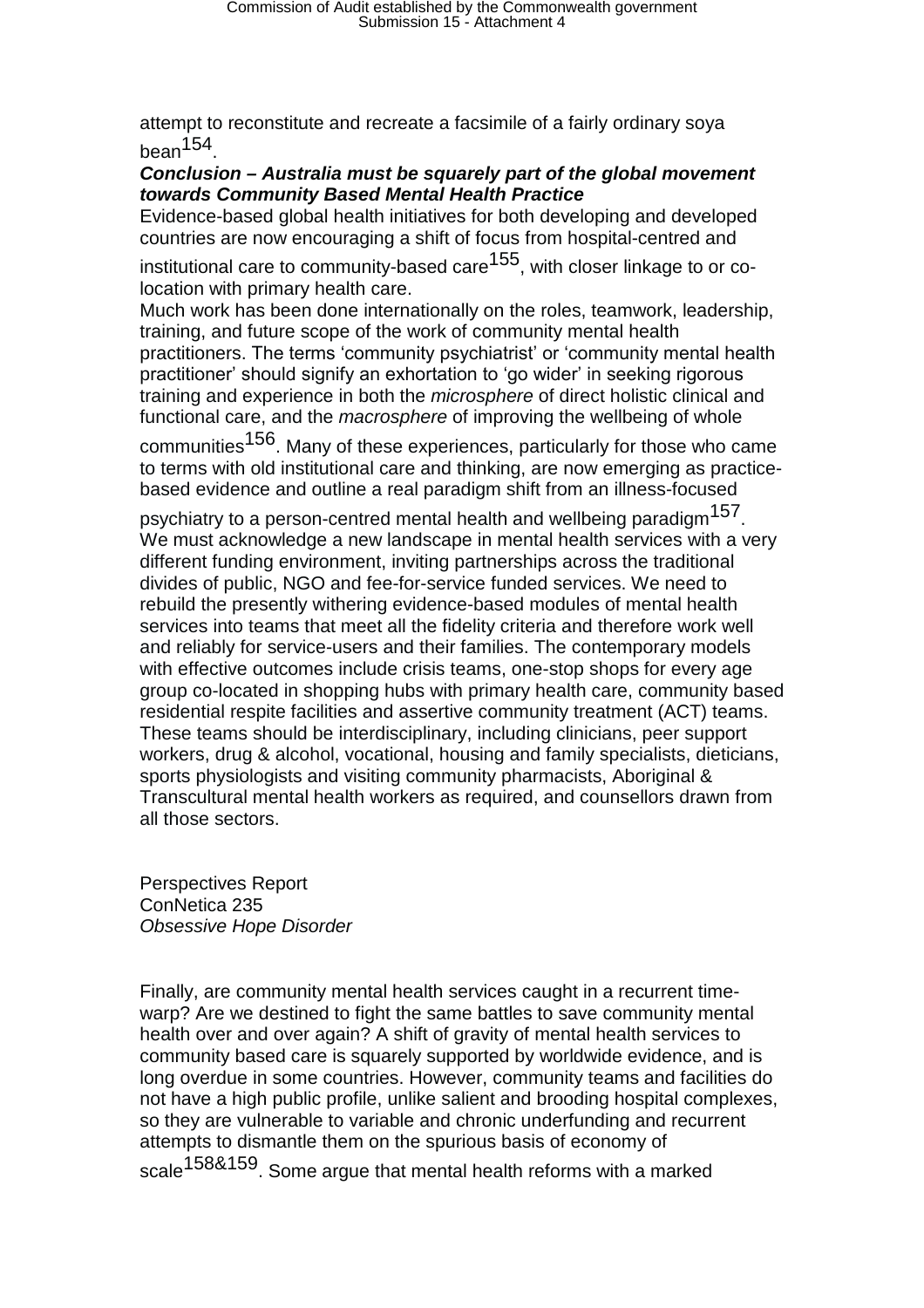attempt to reconstitute and recreate a facsimile of a fairly ordinary soya bean[154].

***Conclusion – Australia must be squarely part of the global movement towards Community Based Mental Health Practice***

Evidence-based global health initiatives for both developing and developed countries are now encouraging a shift of focus from hospital-centred and institutional care to community-based care[155], with closer linkage to or co-location with primary health care.

Much work has been done internationally on the roles, teamwork, leadership, training, and future scope of the work of community mental health practitioners. The terms 'community psychiatrist' or 'community mental health practitioner' should signify an exhortation to 'go wider' in seeking rigorous training and experience in both the *microsphere* of direct holistic clinical and functional care, and the *macrosphere* of improving the wellbeing of whole communities[156]. Many of these experiences, particularly for those who came to terms with old institutional care and thinking, are now emerging as practice-based evidence and outline a real paradigm shift from an illness-focused psychiatry to a person-centred mental health and wellbeing paradigm[157].

We must acknowledge a new landscape in mental health services with a very different funding environment, inviting partnerships across the traditional divides of public, NGO and fee-for-service funded services. We need to rebuild the presently withering evidence-based modules of mental health services into teams that meet all the fidelity criteria and therefore work well and reliably for service-users and their families. The contemporary models with effective outcomes include crisis teams, one-stop shops for every age group co-located in shopping hubs with primary health care, community based residential respite facilities and assertive community treatment (ACT) teams. These teams should be interdisciplinary, including clinicians, peer support workers, drug & alcohol, vocational, housing and family specialists, dieticians, sports physiologists and visiting community pharmacists, Aboriginal & Transcultural mental health workers as required, and counsellors drawn from all those sectors.

Perspectives Report
ConNetica 235
*Obsessive Hope Disorder*

Finally, are community mental health services caught in a recurrent time-warp? Are we destined to fight the same battles to save community mental health over and over again? A shift of gravity of mental health services to community based care is squarely supported by worldwide evidence, and is long overdue in some countries. However, community teams and facilities do not have a high public profile, unlike salient and brooding hospital complexes, so they are vulnerable to variable and chronic underfunding and recurrent attempts to dismantle them on the spurious basis of economy of scale[158&159]. Some argue that mental health reforms with a marked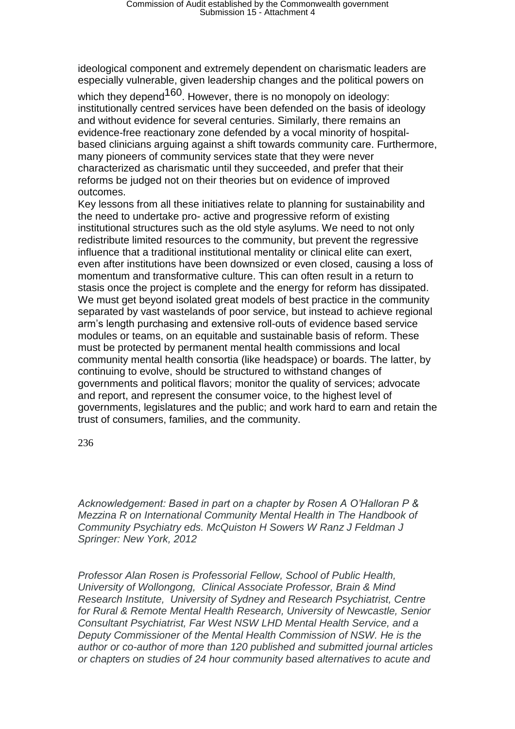ideological component and extremely dependent on charismatic leaders are especially vulnerable, given leadership changes and the political powers on which they depend[160]. However, there is no monopoly on ideology: institutionally centred services have been defended on the basis of ideology and without evidence for several centuries. Similarly, there remains an evidence-free reactionary zone defended by a vocal minority of hospital-based clinicians arguing against a shift towards community care. Furthermore, many pioneers of community services state that they were never characterized as charismatic until they succeeded, and prefer that their reforms be judged not on their theories but on evidence of improved outcomes.

Key lessons from all these initiatives relate to planning for sustainability and the need to undertake pro- active and progressive reform of existing institutional structures such as the old style asylums. We need to not only redistribute limited resources to the community, but prevent the regressive influence that a traditional institutional mentality or clinical elite can exert, even after institutions have been downsized or even closed, causing a loss of momentum and transformative culture. This can often result in a return to stasis once the project is complete and the energy for reform has dissipated. We must get beyond isolated great models of best practice in the community separated by vast wastelands of poor service, but instead to achieve regional arm's length purchasing and extensive roll-outs of evidence based service modules or teams, on an equitable and sustainable basis of reform. These must be protected by permanent mental health commissions and local community mental health consortia (like headspace) or boards. The latter, by continuing to evolve, should be structured to withstand changes of governments and political flavors; monitor the quality of services; advocate and report, and represent the consumer voice, to the highest level of governments, legislatures and the public; and work hard to earn and retain the trust of consumers, families, and the community.

236

*Acknowledgement: Based in part on a chapter by Rosen A O'Halloran P & Mezzina R on International Community Mental Health in The Handbook of Community Psychiatry eds. McQuiston H Sowers W Ranz J Feldman J Springer: New York, 2012*

*Professor Alan Rosen is Professorial Fellow, School of Public Health, University of Wollongong, Clinical Associate Professor, Brain & Mind Research Institute, University of Sydney and Research Psychiatrist, Centre for Rural & Remote Mental Health Research, University of Newcastle, Senior Consultant Psychiatrist, Far West NSW LHD Mental Health Service, and a Deputy Commissioner of the Mental Health Commission of NSW. He is the author or co-author of more than 120 published and submitted journal articles or chapters on studies of 24 hour community based alternatives to acute and*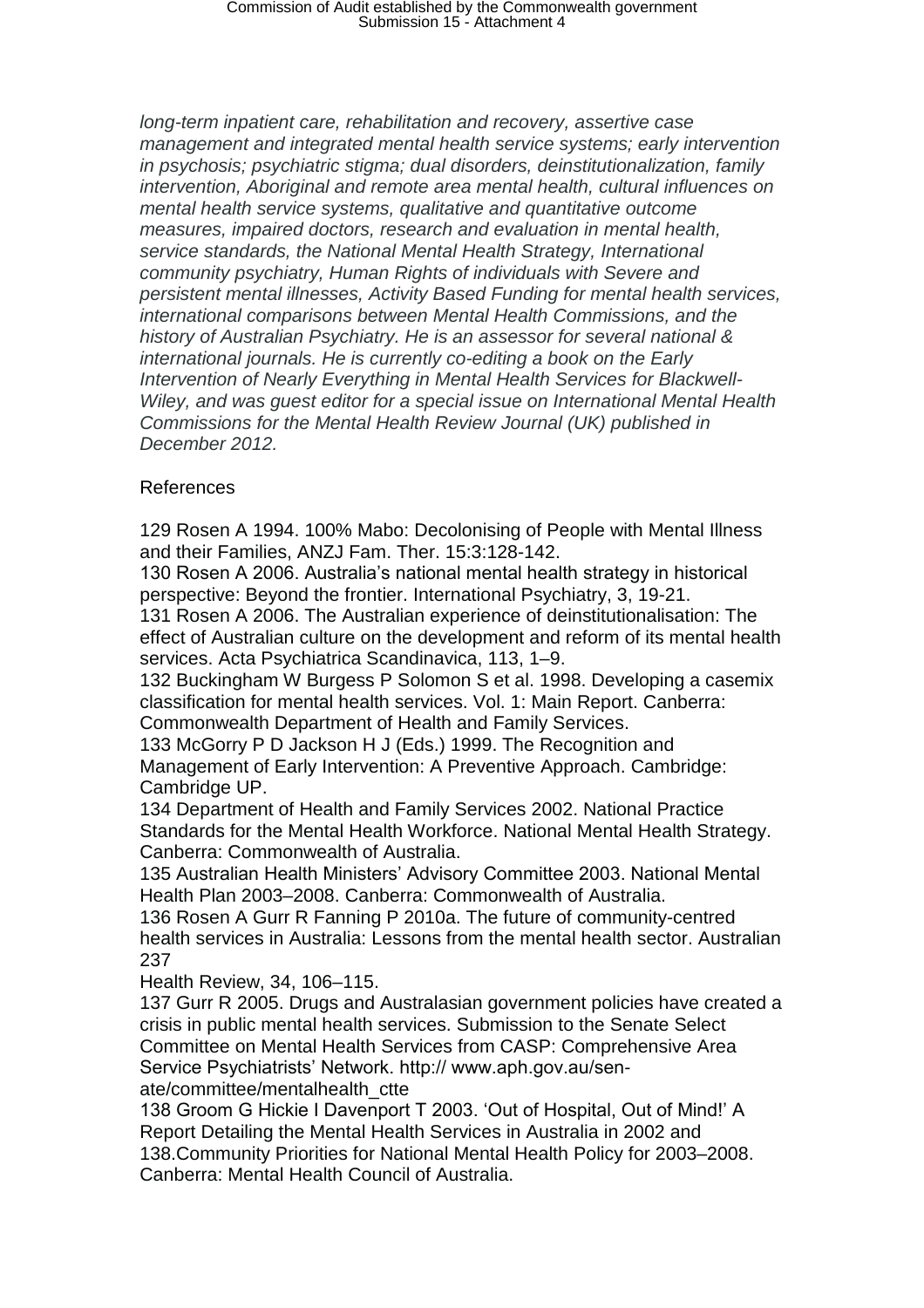*long-term inpatient care, rehabilitation and recovery, assertive case management and integrated mental health service systems; early intervention in psychosis; psychiatric stigma; dual disorders, deinstitutionalization, family intervention, Aboriginal and remote area mental health, cultural influences on mental health service systems, qualitative and quantitative outcome measures, impaired doctors, research and evaluation in mental health, service standards, the National Mental Health Strategy, International community psychiatry, Human Rights of individuals with Severe and persistent mental illnesses, Activity Based Funding for mental health services, international comparisons between Mental Health Commissions, and the history of Australian Psychiatry. He is an assessor for several national & international journals. He is currently co-editing a book on the Early Intervention of Nearly Everything in Mental Health Services for Blackwell-Wiley, and was guest editor for a special issue on International Mental Health Commissions for the Mental Health Review Journal (UK) published in December 2012.*

References

129 Rosen A 1994. 100% Mabo: Decolonising of People with Mental Illness and their Families, ANZJ Fam. Ther. 15:3:128-142.
130 Rosen A 2006. Australia's national mental health strategy in historical perspective: Beyond the frontier. International Psychiatry, 3, 19-21.
131 Rosen A 2006. The Australian experience of deinstitutionalisation: The effect of Australian culture on the development and reform of its mental health services. Acta Psychiatrica Scandinavica, 113, 1–9.
132 Buckingham W Burgess P Solomon S et al. 1998. Developing a casemix classification for mental health services. Vol. 1: Main Report. Canberra: Commonwealth Department of Health and Family Services.
133 McGorry P D Jackson H J (Eds.) 1999. The Recognition and Management of Early Intervention: A Preventive Approach. Cambridge: Cambridge UP.
134 Department of Health and Family Services 2002. National Practice Standards for the Mental Health Workforce. National Mental Health Strategy. Canberra: Commonwealth of Australia.
135 Australian Health Ministers' Advisory Committee 2003. National Mental Health Plan 2003–2008. Canberra: Commonwealth of Australia.
136 Rosen A Gurr R Fanning P 2010a. The future of community-centred health services in Australia: Lessons from the mental health sector. Australian 237
Health Review, 34, 106–115.
137 Gurr R 2005. Drugs and Australasian government policies have created a crisis in public mental health services. Submission to the Senate Select Committee on Mental Health Services from CASP: Comprehensive Area Service Psychiatrists' Network. http:// www.aph.gov.au/senate/committee/mentalhealth_ctte
138 Groom G Hickie I Davenport T 2003. 'Out of Hospital, Out of Mind!' A Report Detailing the Mental Health Services in Australia in 2002 and 138.Community Priorities for National Mental Health Policy for 2003–2008. Canberra: Mental Health Council of Australia.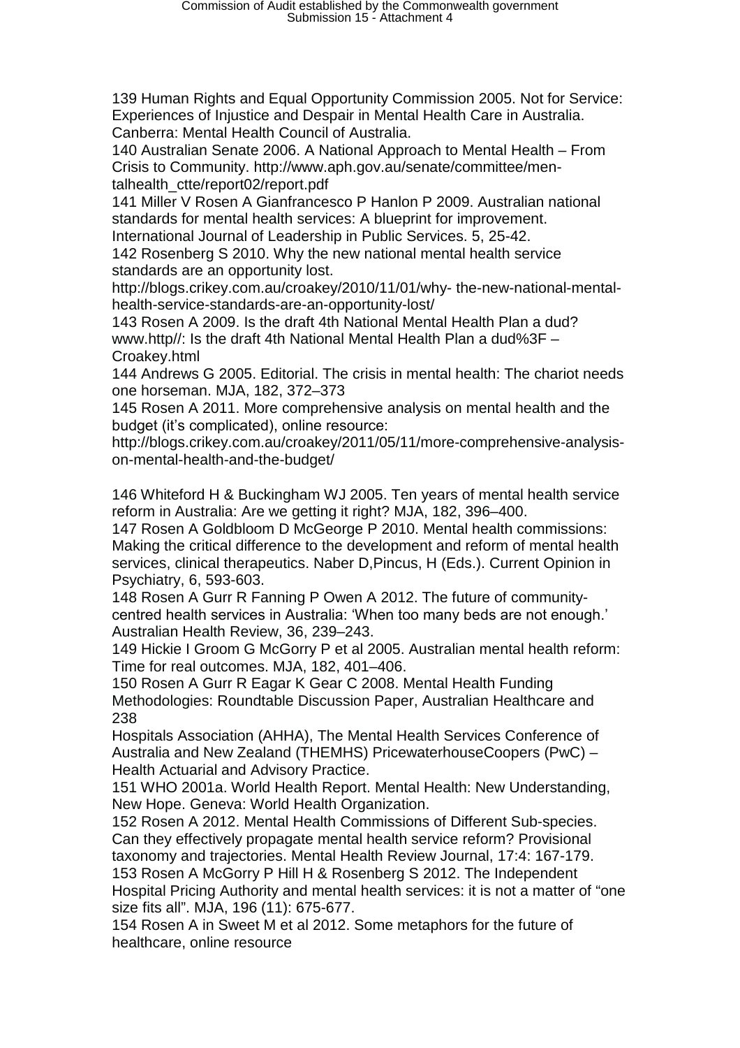139 Human Rights and Equal Opportunity Commission 2005. Not for Service: Experiences of Injustice and Despair in Mental Health Care in Australia. Canberra: Mental Health Council of Australia.
140 Australian Senate 2006. A National Approach to Mental Health – From Crisis to Community. http://www.aph.gov.au/senate/committee/mentalhealth_ctte/report02/report.pdf
141 Miller V Rosen A Gianfrancesco P Hanlon P 2009. Australian national standards for mental health services: A blueprint for improvement. International Journal of Leadership in Public Services. 5, 25-42.
142 Rosenberg S 2010. Why the new national mental health service standards are an opportunity lost.
http://blogs.crikey.com.au/croakey/2010/11/01/why- the-new-national-mental-health-service-standards-are-an-opportunity-lost/
143 Rosen A 2009. Is the draft 4th National Mental Health Plan a dud? www.http//: Is the draft 4th National Mental Health Plan a dud%3F – Croakey.html
144 Andrews G 2005. Editorial. The crisis in mental health: The chariot needs one horseman. MJA, 182, 372–373
145 Rosen A 2011. More comprehensive analysis on mental health and the budget (it's complicated), online resource:
http://blogs.crikey.com.au/croakey/2011/05/11/more-comprehensive-analysis-on-mental-health-and-the-budget/

146 Whiteford H & Buckingham WJ 2005. Ten years of mental health service reform in Australia: Are we getting it right? MJA, 182, 396–400.
147 Rosen A Goldbloom D McGeorge P 2010. Mental health commissions: Making the critical difference to the development and reform of mental health services, clinical therapeutics. Naber D,Pincus, H (Eds.). Current Opinion in Psychiatry, 6, 593-603.
148 Rosen A Gurr R Fanning P Owen A 2012. The future of community-centred health services in Australia: 'When too many beds are not enough.' Australian Health Review, 36, 239–243.
149 Hickie I Groom G McGorry P et al 2005. Australian mental health reform: Time for real outcomes. MJA, 182, 401–406.
150 Rosen A Gurr R Eagar K Gear C 2008. Mental Health Funding Methodologies: Roundtable Discussion Paper, Australian Healthcare and 238
Hospitals Association (AHHA), The Mental Health Services Conference of Australia and New Zealand (THEMHS) PricewaterhouseCoopers (PwC) – Health Actuarial and Advisory Practice.
151 WHO 2001a. World Health Report. Mental Health: New Understanding, New Hope. Geneva: World Health Organization.
152 Rosen A 2012. Mental Health Commissions of Different Sub-species. Can they effectively propagate mental health service reform? Provisional taxonomy and trajectories. Mental Health Review Journal, 17:4: 167-179.
153 Rosen A McGorry P Hill H & Rosenberg S 2012. The Independent Hospital Pricing Authority and mental health services: it is not a matter of "one size fits all". MJA, 196 (11): 675-677.
154 Rosen A in Sweet M et al 2012. Some metaphors for the future of healthcare, online resource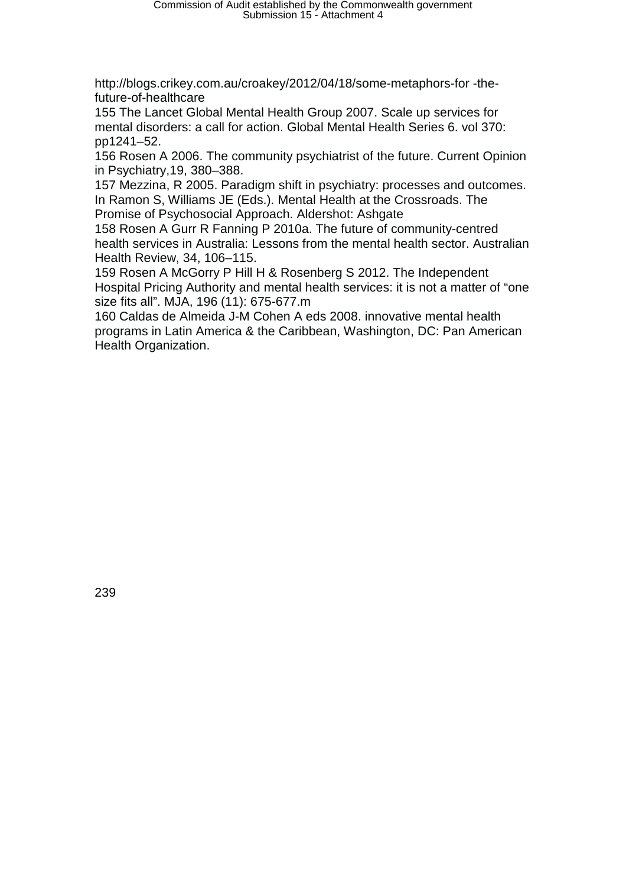http://blogs.crikey.com.au/croakey/2012/04/18/some-metaphors-for -the-future-of-healthcare

155 The Lancet Global Mental Health Group 2007. Scale up services for mental disorders: a call for action. Global Mental Health Series 6. vol 370: pp1241–52.

156 Rosen A 2006. The community psychiatrist of the future. Current Opinion in Psychiatry,19, 380–388.

157 Mezzina, R 2005. Paradigm shift in psychiatry: processes and outcomes. In Ramon S, Williams JE (Eds.). Mental Health at the Crossroads. The Promise of Psychosocial Approach. Aldershot: Ashgate

158 Rosen A Gurr R Fanning P 2010a. The future of community-centred health services in Australia: Lessons from the mental health sector. Australian Health Review, 34, 106–115.

159 Rosen A McGorry P Hill H & Rosenberg S 2012. The Independent Hospital Pricing Authority and mental health services: it is not a matter of "one size fits all". MJA, 196 (11): 675-677.m

160 Caldas de Almeida J-M Cohen A eds 2008. innovative mental health programs in Latin America & the Caribbean, Washington, DC: Pan American Health Organization.